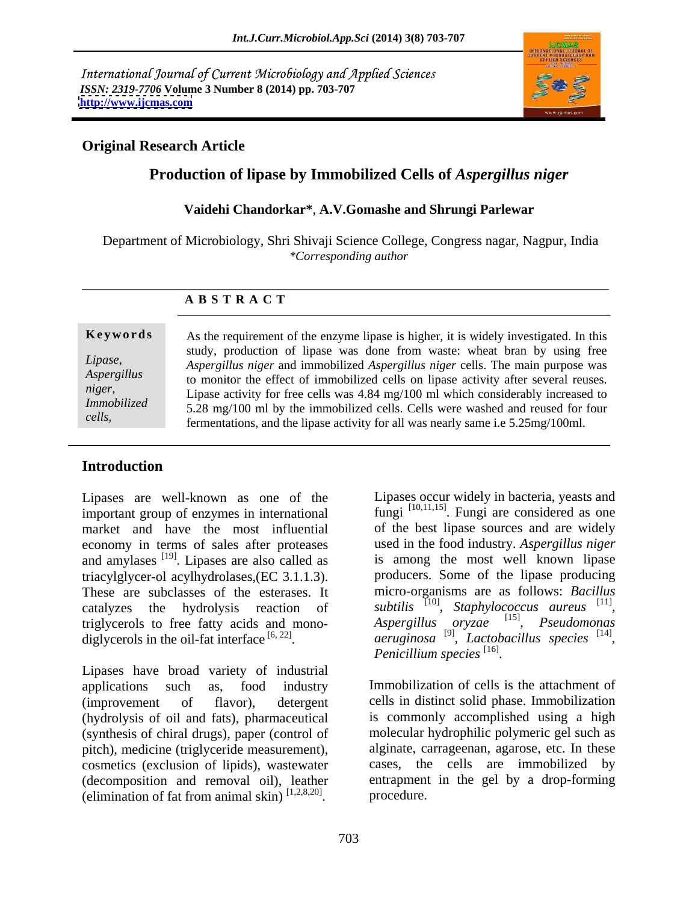International Journal of Current Microbiology and Applied Sciences
*ISSN: 2319-7706* **Volume 3 Number 8 (2014) pp. 703-707**
**http://www.ijcmas.com**

**Original Research Article**

# Production of lipase by Immobilized Cells of *Aspergillus niger*

**Vaidehi Chandorkar\***, **A.V.Gomashe and Shrungi Parlewar**

Department of Microbiology, Shri Shivaji Science College, Congress nagar, Nagpur, India
*\*Corresponding author*

## A B S T R A C T

**Keywords**

*Lipase, Aspergillus niger, Immobilized cells,*

As the requirement of the enzyme lipase is higher, it is widely investigated. In this study, production of lipase was done from waste: wheat bran by using free *Aspergillus niger* and immobilized *Aspergillus niger* cells. The main purpose was to monitor the effect of immobilized cells on lipase activity after several reuses. Lipase activity for free cells was 4.84 mg/100 ml which considerably increased to 5.28 mg/100 ml by the immobilized cells. Cells were washed and reused for four fermentations, and the lipase activity for all was nearly same i.e 5.25mg/100ml.

## Introduction

Lipases are well-known as one of the important group of enzymes in international market and have the most influential economy in terms of sales after proteases and amylases [19]. Lipases are also called as triacylglycer-ol acylhydrolases,(EC 3.1.1.3). These are subclasses of the esterases. It catalyzes the hydrolysis reaction of triglycerols to free fatty acids and mono-diglycerols in the oil-fat interface [6, 22].

Lipases have broad variety of industrial applications such as, food industry (improvement of flavor), detergent (hydrolysis of oil and fats), pharmaceutical (synthesis of chiral drugs), paper (control of pitch), medicine (triglyceride measurement), cosmetics (exclusion of lipids), wastewater (decomposition and removal oil), leather (elimination of fat from animal skin) [1,2,8,20].

Lipases occur widely in bacteria, yeasts and fungi [10,11,15]. Fungi are considered as one of the best lipase sources and are widely used in the food industry. *Aspergillus niger* is among the most well known lipase producers. Some of the lipase producing micro-organisms are as follows: *Bacillus subtilis* [10], *Staphylococcus aureus* [11], *Aspergillus oryzae* [15], *Pseudomonas aeruginosa* [9], *Lactobacillus species* [14], *Penicillium species* [16].

Immobilization of cells is the attachment of cells in distinct solid phase. Immobilization is commonly accomplished using a high molecular hydrophilic polymeric gel such as alginate, carrageenan, agarose, etc. In these cases, the cells are immobilized by entrapment in the gel by a drop-forming procedure.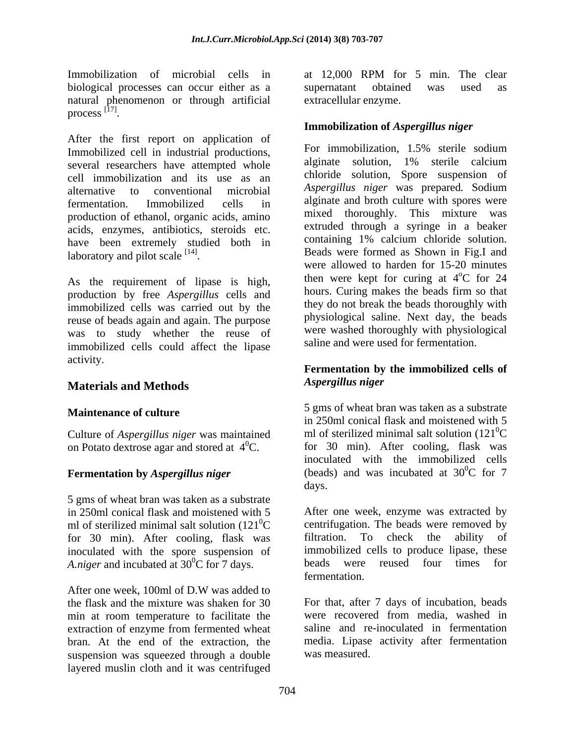Immobilization of microbial cells in biological processes can occur either as a natural phenomenon or through artificial process [17].

After the first report on application of Immobilized cell in industrial productions, several researchers have attempted whole cell immobilization and its use as an alternative to conventional microbial fermentation. Immobilized cells in production of ethanol, organic acids, amino acids, enzymes, antibiotics, steroids etc. have been extremely studied both in laboratory and pilot scale [14].

As the requirement of lipase is high, production by free *Aspergillus* cells and immobilized cells was carried out by the reuse of beads again and again. The purpose was to study whether the reuse of immobilized cells could affect the lipase activity.

## Materials and Methods

### Maintenance of culture

Culture of *Aspergillus niger* was maintained on Potato dextrose agar and stored at $4^0$C.

### Fermentation by *Aspergillus niger*

5 gms of wheat bran was taken as a substrate in 250ml conical flask and moistened with 5 ml of sterilized minimal salt solution ($121^0$C for 30 min). After cooling, flask was inoculated with the spore suspension of *A.niger* and incubated at $30^0$C for 7 days.

After one week, 100ml of D.W was added to the flask and the mixture was shaken for 30 min at room temperature to facilitate the extraction of enzyme from fermented wheat bran. At the end of the extraction, the suspension was squeezed through a double layered muslin cloth and it was centrifuged at 12,000 RPM for 5 min. The clear supernatant obtained was used as extracellular enzyme.

### Immobilization of *Aspergillus niger*

For immobilization, 1.5% sterile sodium alginate solution, 1% sterile calcium chloride solution, Spore suspension of *Aspergillus niger* was prepared. Sodium alginate and broth culture with spores were mixed thoroughly. This mixture was extruded through a syringe in a beaker containing 1% calcium chloride solution. Beads were formed as Shown in Fig.I and were allowed to harden for 15-20 minutes then were kept for curing at $4^o$C for 24 hours. Curing makes the beads firm so that they do not break the beads thoroughly with physiological saline. Next day, the beads were washed thoroughly with physiological saline and were used for fermentation.

### Fermentation by the immobilized cells of *Aspergillus niger*

5 gms of wheat bran was taken as a substrate in 250ml conical flask and moistened with 5 ml of sterilized minimal salt solution ($121^0$C for 30 min). After cooling, flask was inoculated with the immobilized cells (beads) and was incubated at $30^0$C for 7 days.

After one week, enzyme was extracted by centrifugation. The beads were removed by filtration. To check the ability of immobilized cells to produce lipase, these beads were reused four times for fermentation.

For that, after 7 days of incubation, beads were recovered from media, washed in saline and re-inoculated in fermentation media. Lipase activity after fermentation was measured.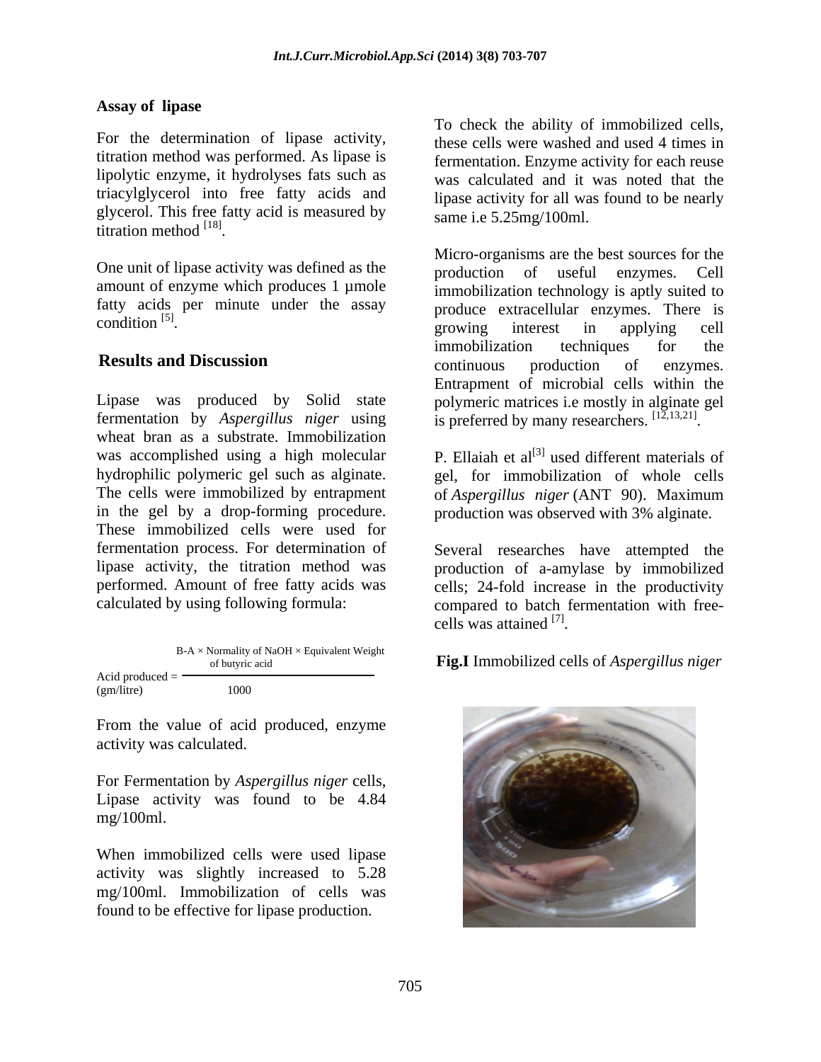### Assay of lipase

For the determination of lipase activity, titration method was performed. As lipase is lipolytic enzyme, it hydrolyses fats such as triacylglycerol into free fatty acids and glycerol. This free fatty acid is measured by titration method [18].

One unit of lipase activity was defined as the amount of enzyme which produces 1 µmole fatty acids per minute under the assay condition [5].

## Results and Discussion

Lipase was produced by Solid state fermentation by *Aspergillus niger* using wheat bran as a substrate. Immobilization was accomplished using a high molecular hydrophilic polymeric gel such as alginate. The cells were immobilized by entrapment in the gel by a drop-forming procedure. These immobilized cells were used for fermentation process. For determination of lipase activity, the titration method was performed. Amount of free fatty acids was calculated by using following formula:

$$\underset{(\text{gm/litre})}{\text{Acid produced}} = \frac{\text{B-A} \times \text{Normality of NaOH} \times \text{Equivalent Weight of butyric acid}}{1000}$$

From the value of acid produced, enzyme activity was calculated.

For Fermentation by *Aspergillus niger* cells, Lipase activity was found to be 4.84 mg/100ml.

When immobilized cells were used lipase activity was slightly increased to 5.28 mg/100ml. Immobilization of cells was found to be effective for lipase production.

To check the ability of immobilized cells, these cells were washed and used 4 times in fermentation. Enzyme activity for each reuse was calculated and it was noted that the lipase activity for all was found to be nearly same i.e 5.25mg/100ml.

Micro-organisms are the best sources for the production of useful enzymes. Cell immobilization technology is aptly suited to produce extracellular enzymes. There is growing interest in applying cell immobilization techniques for the continuous production of enzymes. Entrapment of microbial cells within the polymeric matrices i.e mostly in alginate gel is preferred by many researchers. [12,13,21].

P. Ellaiah et al[3] used different materials of gel, for immobilization of whole cells of *Aspergillus niger* (ANT 90). Maximum production was observed with 3% alginate.

Several researches have attempted the production of a-amylase by immobilized cells; 24-fold increase in the productivity compared to batch fermentation with free-cells was attained [7].

**Fig.I** Immobilized cells of *Aspergillus niger*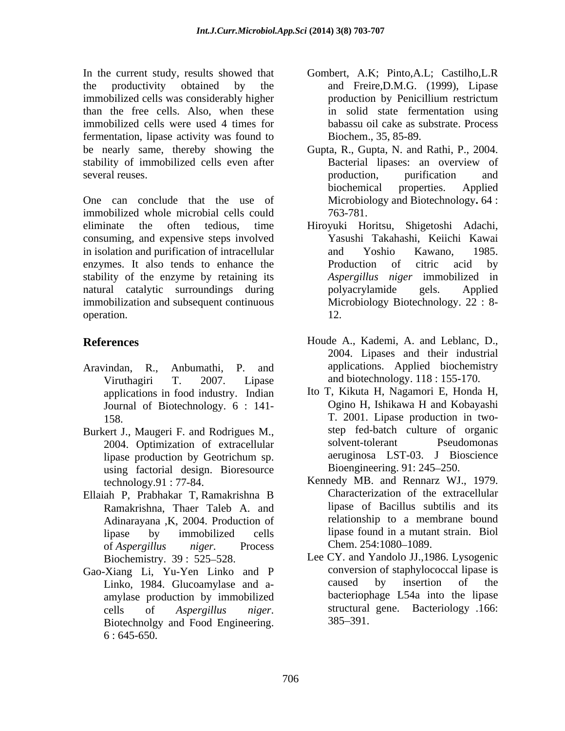In the current study, results showed that the productivity obtained by the immobilized cells was considerably higher than the free cells. Also, when these immobilized cells were used 4 times for fermentation, lipase activity was found to be nearly same, thereby showing the stability of immobilized cells even after several reuses.

One can conclude that the use of immobilized whole microbial cells could eliminate the often tedious, time consuming, and expensive steps involved in isolation and purification of intracellular enzymes. It also tends to enhance the stability of the enzyme by retaining its natural catalytic surroundings during immobilization and subsequent continuous operation.

## References

Aravindan, R., Anbumathi, P. and Viruthagiri T. 2007. Lipase applications in food industry. Indian Journal of Biotechnology. 6 : 141-158.

Burkert J., Maugeri F. and Rodrigues M., 2004. Optimization of extracellular lipase production by Geotrichum sp. using factorial design. Bioresource technology.91 : 77-84.

Ellaiah P, Prabhakar T, Ramakrishna B Ramakrishna, Thaer Taleb A. and Adinarayana ,K, 2004. Production of lipase by immobilized cells of *Aspergillus niger.* Process Biochemistry. 39 : 525–528.

Gao-Xiang Li, Yu-Yen Linko and P Linko, 1984. Glucoamylase and a-amylase production by immobilized cells of *Aspergillus niger*. Biotechnolgy and Food Engineering. 6 : 645-650.

Gombert, A.K; Pinto,A.L; Castilho,L.R and Freire,D.M.G. (1999), Lipase production by Penicillium restrictum in solid state fermentation using babassu oil cake as substrate. Process Biochem., 35, 85-89.

Gupta, R., Gupta, N. and Rathi, P., 2004. Bacterial lipases: an overview of production, purification and biochemical properties. Applied Microbiology and Biotechnology**.** 64 : 763-781.

Hiroyuki Horitsu, Shigetoshi Adachi, Yasushi Takahashi, Keiichi Kawai and Yoshio Kawano, 1985. Production of citric acid by *Aspergillus niger* immobilized in polyacrylamide gels. Applied Microbiology Biotechnology. 22 : 8-12.

Houde A., Kademi, A. and Leblanc, D., 2004. Lipases and their industrial applications. Applied biochemistry and biotechnology. 118 : 155-170.

Ito T, Kikuta H, Nagamori E, Honda H, Ogino H, Ishikawa H and Kobayashi T. 2001. Lipase production in two-step fed-batch culture of organic solvent-tolerant Pseudomonas aeruginosa LST-03. J Bioscience Bioengineering. 91: 245–250.

Kennedy MB. and Rennarz WJ., 1979. Characterization of the extracellular lipase of Bacillus subtilis and its relationship to a membrane bound lipase found in a mutant strain. Biol Chem. 254:1080–1089.

Lee CY. and Yandolo JJ.,1986. Lysogenic conversion of staphylococcal lipase is caused by insertion of the bacteriophage L54a into the lipase structural gene. Bacteriology .166: 385–391.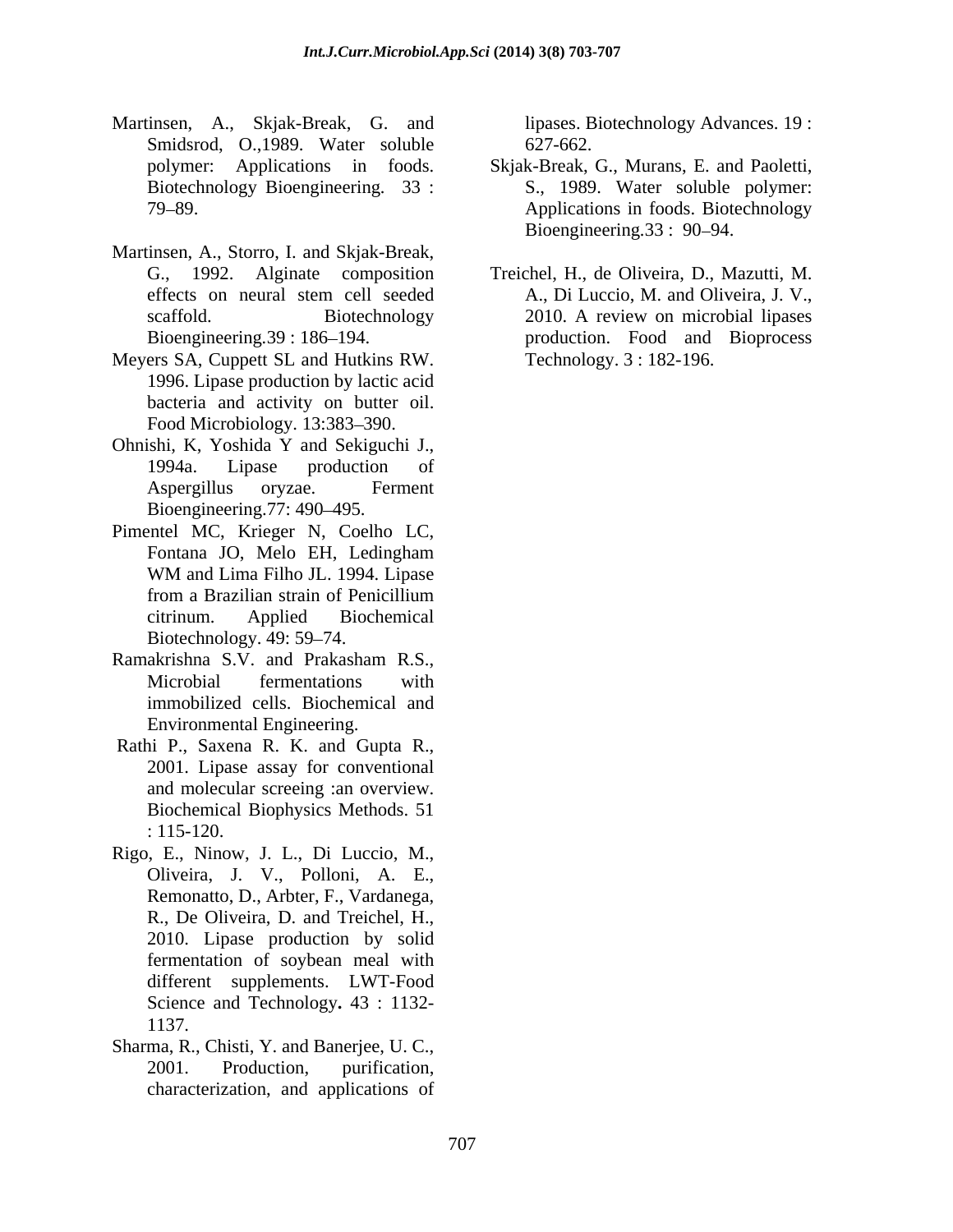Martinsen, A., Skjak-Break, G. and Smidsrod, O.,1989. Water soluble polymer: Applications in foods. Biotechnology Bioengineering. 33 : 79–89.

Martinsen, A., Storro, I. and Skjak-Break, G., 1992. Alginate composition effects on neural stem cell seeded scaffold. Biotechnology Bioengineering.39 : 186–194.

Meyers SA, Cuppett SL and Hutkins RW. 1996. Lipase production by lactic acid bacteria and activity on butter oil. Food Microbiology. 13:383–390.

Ohnishi, K, Yoshida Y and Sekiguchi J., 1994a. Lipase production of Aspergillus oryzae. Ferment Bioengineering.77: 490–495.

Pimentel MC, Krieger N, Coelho LC, Fontana JO, Melo EH, Ledingham WM and Lima Filho JL. 1994. Lipase from a Brazilian strain of Penicillium citrinum. Applied Biochemical Biotechnology. 49: 59–74.

Ramakrishna S.V. and Prakasham R.S., Microbial fermentations with immobilized cells. Biochemical and Environmental Engineering.

Rathi P., Saxena R. K. and Gupta R., 2001. Lipase assay for conventional and molecular screeing :an overview. Biochemical Biophysics Methods. 51 : 115-120.

Rigo, E., Ninow, J. L., Di Luccio, M., Oliveira, J. V., Polloni, A. E., Remonatto, D., Arbter, F., Vardanega, R., De Oliveira, D. and Treichel, H., 2010. Lipase production by solid fermentation of soybean meal with different supplements. LWT-Food Science and Technology**.** 43 : 1132-1137.

Sharma, R., Chisti, Y. and Banerjee, U. C., 2001. Production, purification, characterization, and applications of lipases. Biotechnology Advances. 19 : 627-662.

Skjak-Break, G., Murans, E. and Paoletti, S., 1989. Water soluble polymer: Applications in foods. Biotechnology Bioengineering.33 : 90–94.

Treichel, H., de Oliveira, D., Mazutti, M. A., Di Luccio, M. and Oliveira, J. V., 2010. A review on microbial lipases production. Food and Bioprocess Technology. 3 : 182-196.